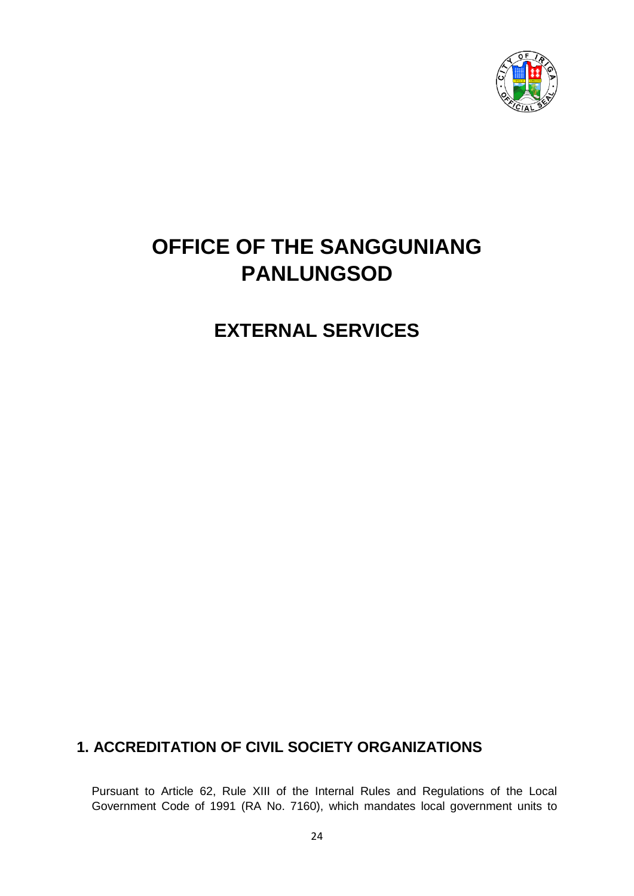# OFFICE OF THE SANGGUNIANG PANLUNGSOD

## EXTERNAL SERVICES

### 1. ACCREDITATION OF CIVIL SOCIETY ORGANIZATIONS

Pursuant to Article 62, Rule XIII of the Internal Rules and Regulations of the Local Government Code of 1991 (RA No. 7160), which mandates local government units to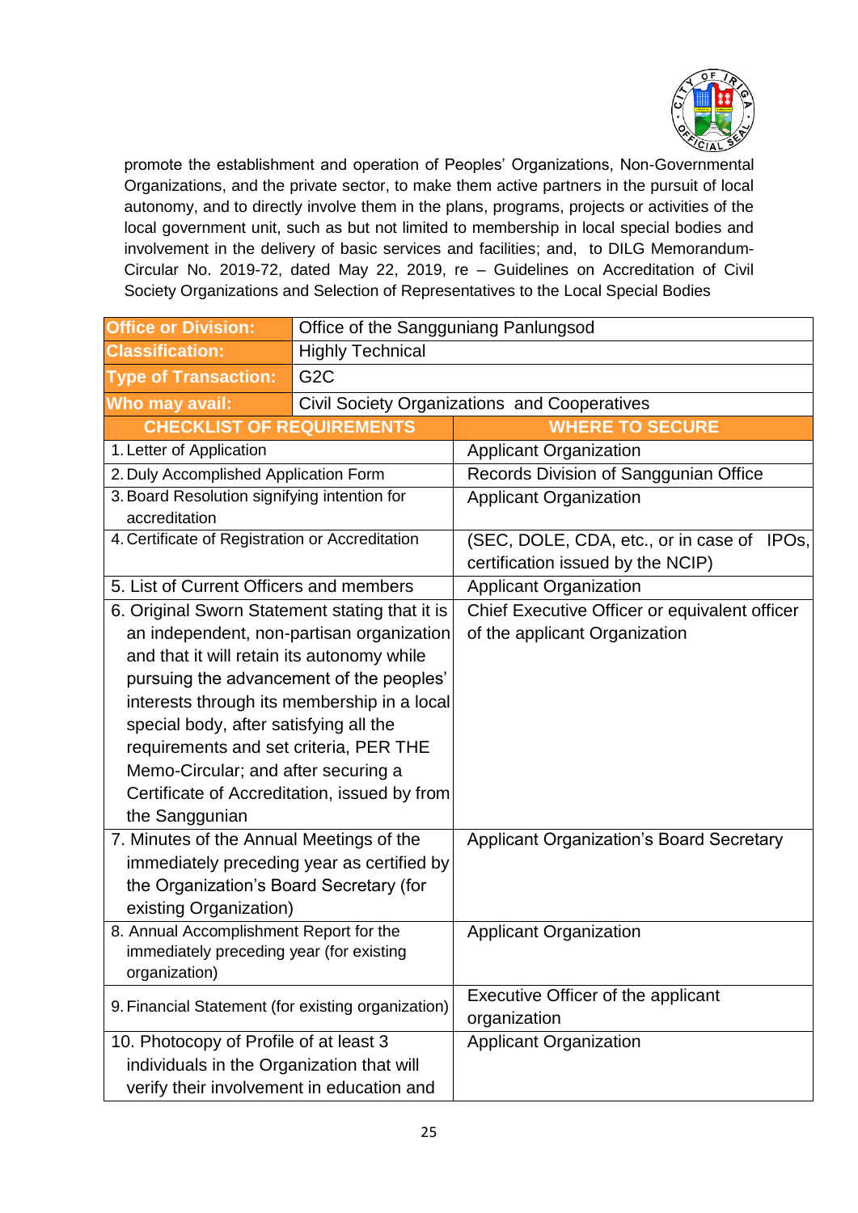promote the establishment and operation of Peoples' Organizations, Non-Governmental Organizations, and the private sector, to make them active partners in the pursuit of local autonomy, and to directly involve them in the plans, programs, projects or activities of the local government unit, such as but not limited to membership in local special bodies and involvement in the delivery of basic services and facilities; and, to DILG Memorandum-Circular No. 2019-72, dated May 22, 2019, re – Guidelines on Accreditation of Civil Society Organizations and Selection of Representatives to the Local Special Bodies

| **Office or Division:** | Office of the Sangguniang Panlungsod |
|---|---|
| **Classification:** | Highly Technical |
| **Type of Transaction:** | G2C |
| **Who may avail:** | Civil Society Organizations and Cooperatives |

| **CHECKLIST OF REQUIREMENTS** | **WHERE TO SECURE** |
|---|---|
| 1. Letter of Application | Applicant Organization |
| 2. Duly Accomplished Application Form | Records Division of Sanggunian Office |
| 3. Board Resolution signifying intention for accreditation | Applicant Organization |
| 4. Certificate of Registration or Accreditation | (SEC, DOLE, CDA, etc., or in case of IPOs, certification issued by the NCIP) |
| 5. List of Current Officers and members | Applicant Organization |
| 6. Original Sworn Statement stating that it is an independent, non-partisan organization and that it will retain its autonomy while pursuing the advancement of the peoples' interests through its membership in a local special body, after satisfying all the requirements and set criteria, PER THE Memo-Circular; and after securing a Certificate of Accreditation, issued by from the Sanggunian | Chief Executive Officer or equivalent officer of the applicant Organization |
| 7. Minutes of the Annual Meetings of the immediately preceding year as certified by the Organization's Board Secretary (for existing Organization) | Applicant Organization's Board Secretary |
| 8. Annual Accomplishment Report for the immediately preceding year (for existing organization) | Applicant Organization |
| 9. Financial Statement (for existing organization) | Executive Officer of the applicant organization |
| 10. Photocopy of Profile of at least 3 individuals in the Organization that will verify their involvement in education and | Applicant Organization |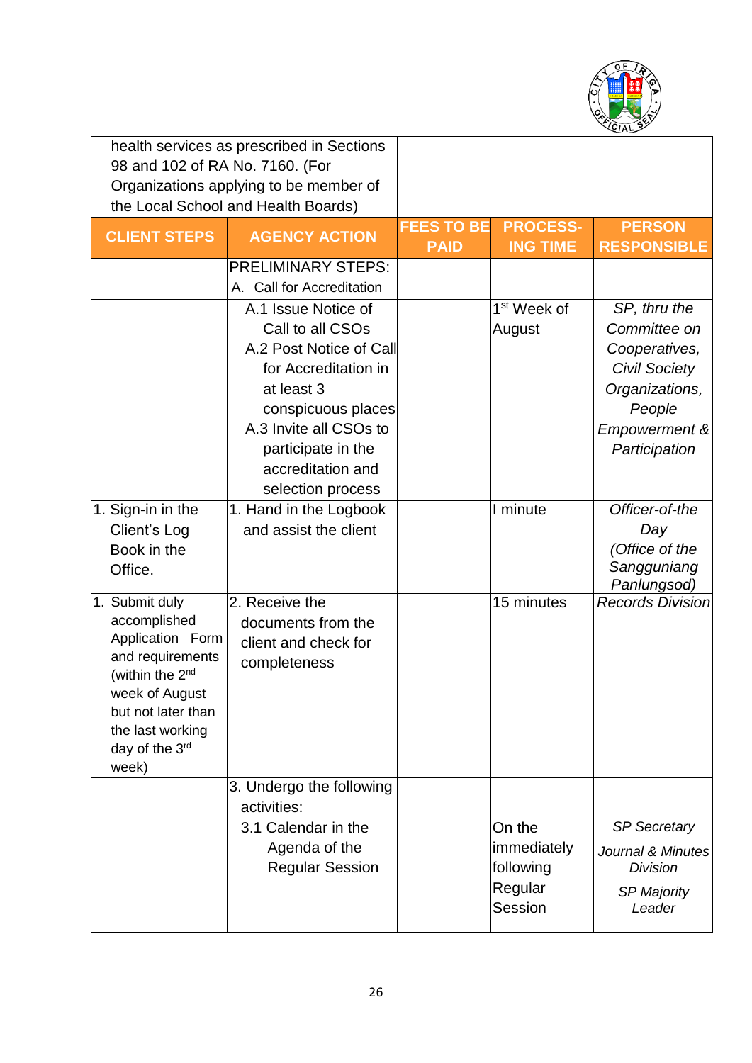| health services as prescribed in Sections 98 and 102 of RA No. 7160. (For Organizations applying to be member of the Local School and Health Boards) | | | | |
|---|---|---|---|---|
| **CLIENT STEPS** | **AGENCY ACTION** | **FEES TO BE PAID** | **PROCESS-ING TIME** | **PERSON RESPONSIBLE** |
| | PRELIMINARY STEPS: | | | |
| | A. Call for Accreditation | | | |
| | A.1 Issue Notice of Call to all CSOs<br>A.2 Post Notice of Call for Accreditation in at least 3 conspicuous places<br>A.3 Invite all CSOs to participate in the accreditation and selection process | | 1st Week of August | *SP, thru the Committee on Cooperatives, Civil Society Organizations, People Empowerment & Participation* |
| 1. Sign-in in the Client's Log Book in the Office. | 1. Hand in the Logbook and assist the client | | I minute | *Officer-of-the Day (Office of the Sangguniang Panlungsod)* |
| 1. Submit duly accomplished Application Form and requirements (within the 2nd week of August but not later than the last working day of the 3rd week) | 2. Receive the documents from the client and check for completeness | | 15 minutes | *Records Division* |
| | 3. Undergo the following activities: | | | |
| | 3.1 Calendar in the Agenda of the Regular Session | | On the immediately following Regular Session | *SP Secretary*<br>*Journal & Minutes Division*<br>*SP Majority Leader* |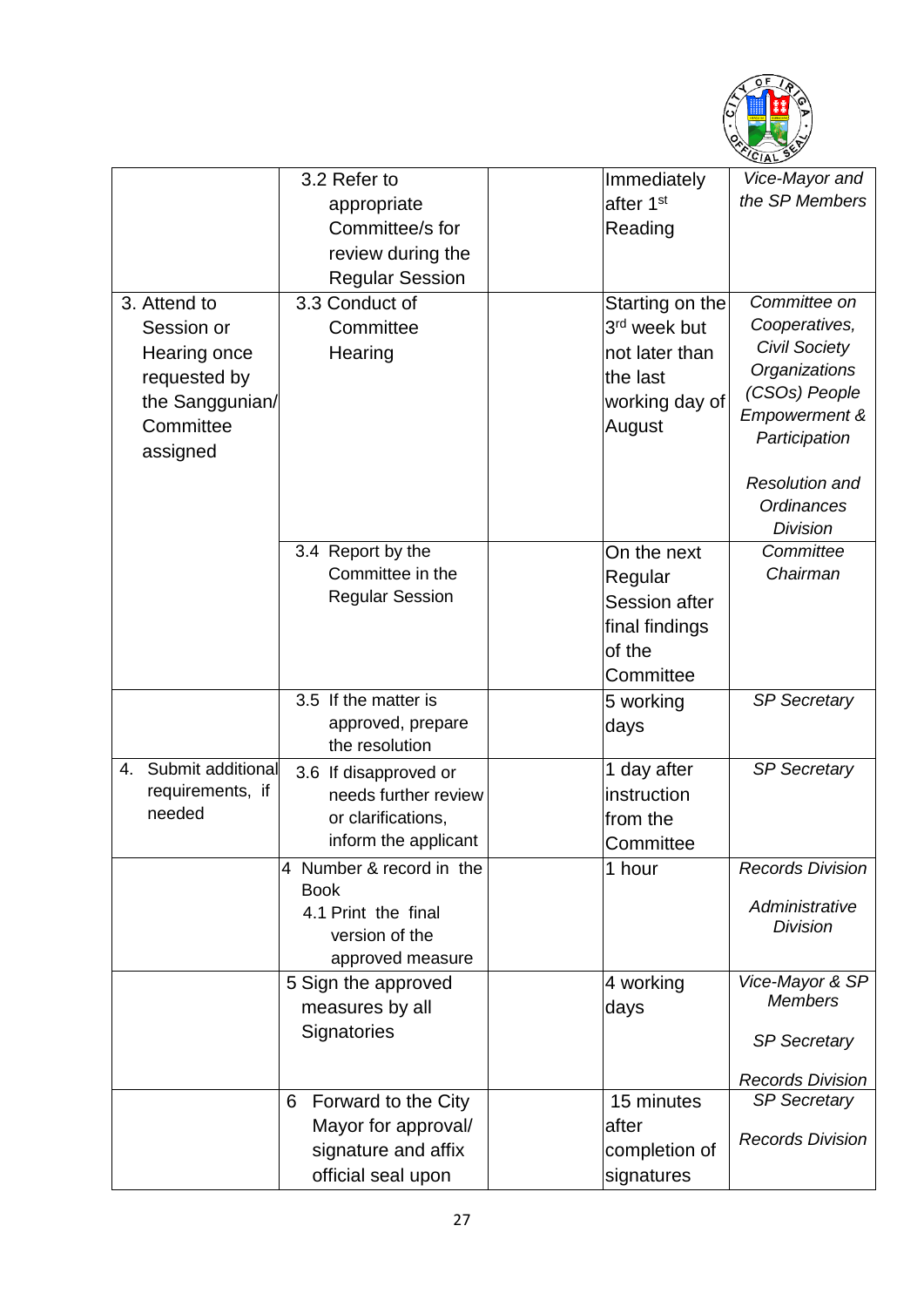| | | | | |
|---|---|---|---|---|
| | 3.2 Refer to appropriate Committee/s for review during the Regular Session | | Immediately after 1st Reading | *Vice-Mayor and the SP Members* |
| 3. Attend to Session or Hearing once requested by the Sanggunian/ Committee assigned | 3.3 Conduct of Committee Hearing | | Starting on the 3rd week but not later than the last working day of August | *Committee on Cooperatives, Civil Society Organizations (CSOs) People Empowerment & Participation*<br><br>*Resolution and Ordinances Division* |
| | 3.4 Report by the Committee in the Regular Session | | On the next Regular Session after final findings of the Committee | *Committee Chairman* |
| | 3.5 If the matter is approved, prepare the resolution | | 5 working days | *SP Secretary* |
| 4. Submit additional requirements, if needed | 3.6 If disapproved or needs further review or clarifications, inform the applicant | | 1 day after instruction from the Committee | *SP Secretary* |
| | 4 Number & record in the Book<br>4.1 Print the final version of the approved measure | | 1 hour | *Records Division*<br><br>*Administrative Division* |
| | 5 Sign the approved measures by all Signatories | | 4 working days | *Vice-Mayor & SP Members*<br><br>*SP Secretary*<br><br>*Records Division* |
| | 6 Forward to the City Mayor for approval/ signature and affix official seal upon | | 15 minutes after completion of signatures | *SP Secretary*<br><br>*Records Division* |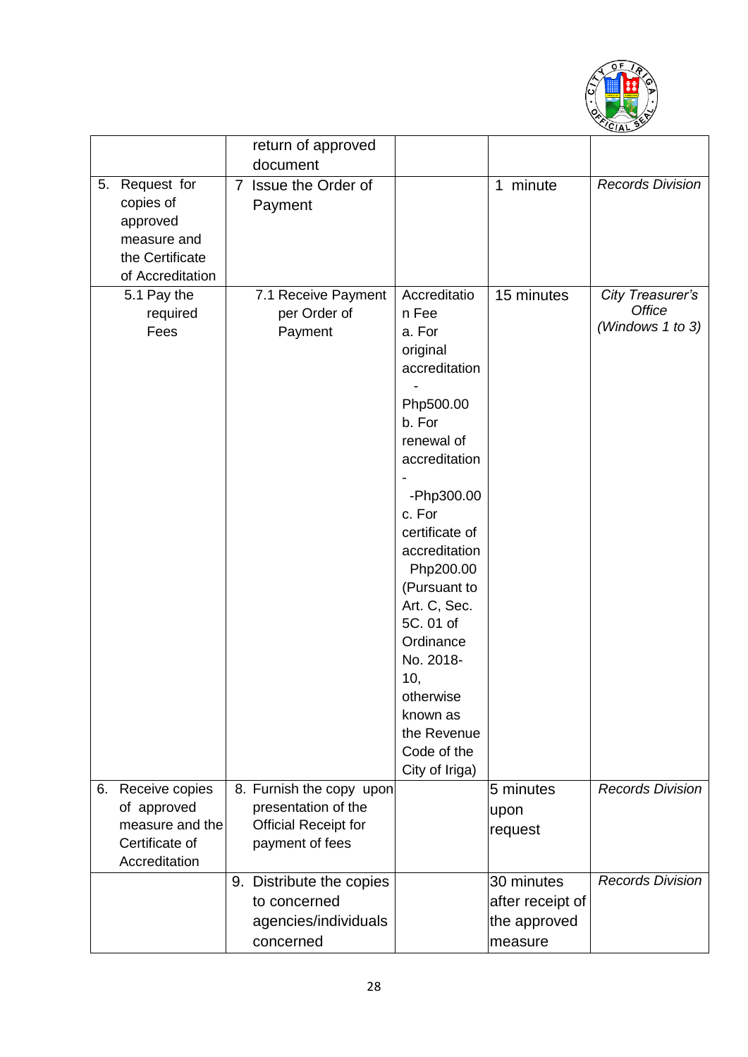|  |  |  |  |  |
|---|---|---|---|---|
|  | return of approved document |  |  |  |
| 5. Request for copies of approved measure and the Certificate of Accreditation | 7 Issue the Order of Payment |  | 1 minute | *Records Division* |
| 5.1 Pay the required Fees | 7.1 Receive Payment per Order of Payment | Accreditation Fee a. For original accreditation - Php500.00 b. For renewal of accreditation - -Php300.00 c. For certificate of accreditation Php200.00 (Pursuant to Art. C, Sec. 5C. 01 of Ordinance No. 2018-10, otherwise known as the Revenue Code of the City of Iriga) | 15 minutes | *City Treasurer's Office (Windows 1 to 3)* |
| 6. Receive copies of approved measure and the Certificate of Accreditation | 8. Furnish the copy upon presentation of the Official Receipt for payment of fees |  | 5 minutes upon request | *Records Division* |
|  | 9. Distribute the copies to concerned agencies/individuals concerned |  | 30 minutes after receipt of the approved measure | *Records Division* |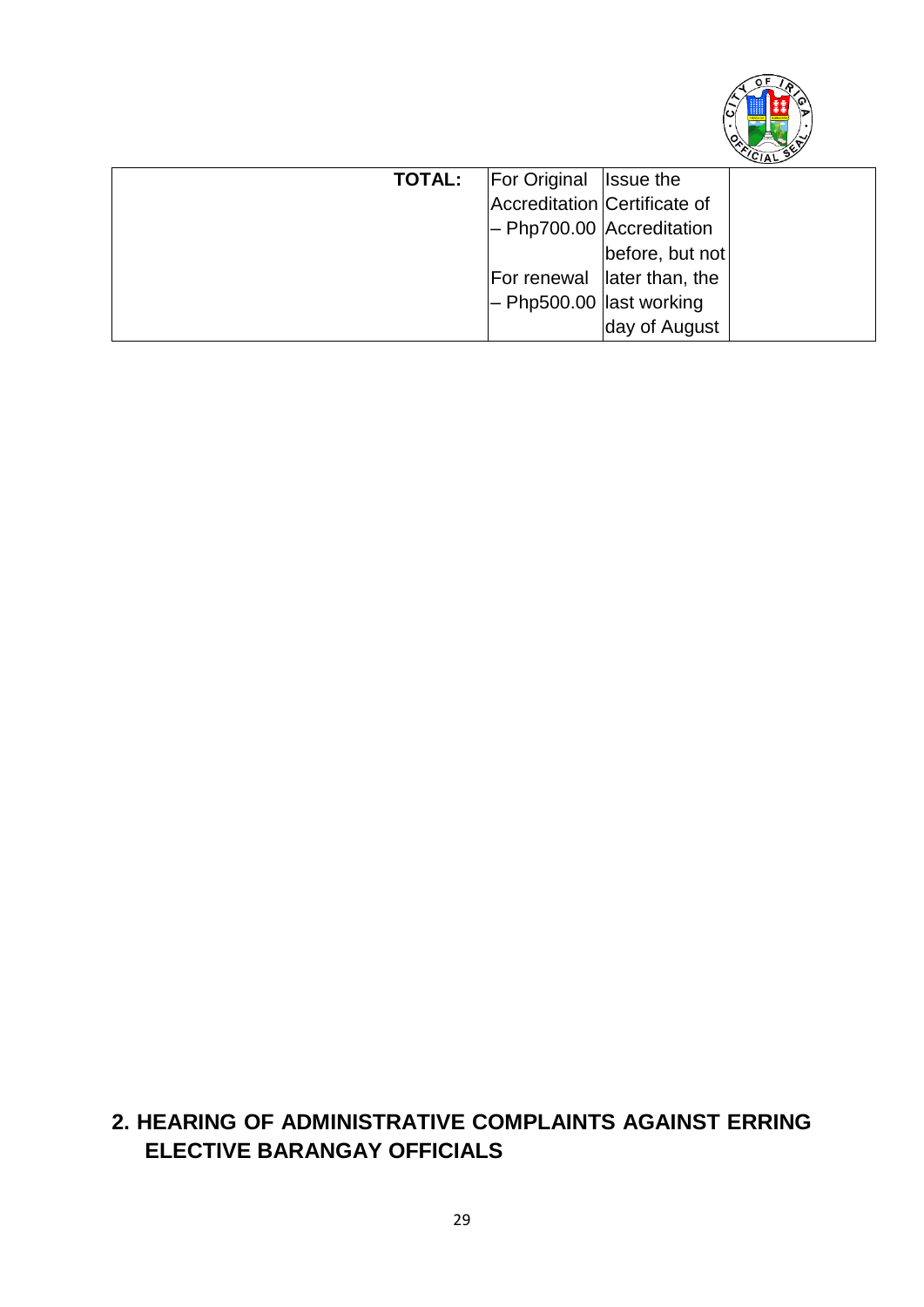| TOTAL: | For Original Accreditation – Php700.00<br><br>For renewal – Php500.00 | Issue the Certificate of Accreditation before, but not later than, the last working day of August | |
|---|---|---|---|

## 2. HEARING OF ADMINISTRATIVE COMPLAINTS AGAINST ERRING ELECTIVE BARANGAY OFFICIALS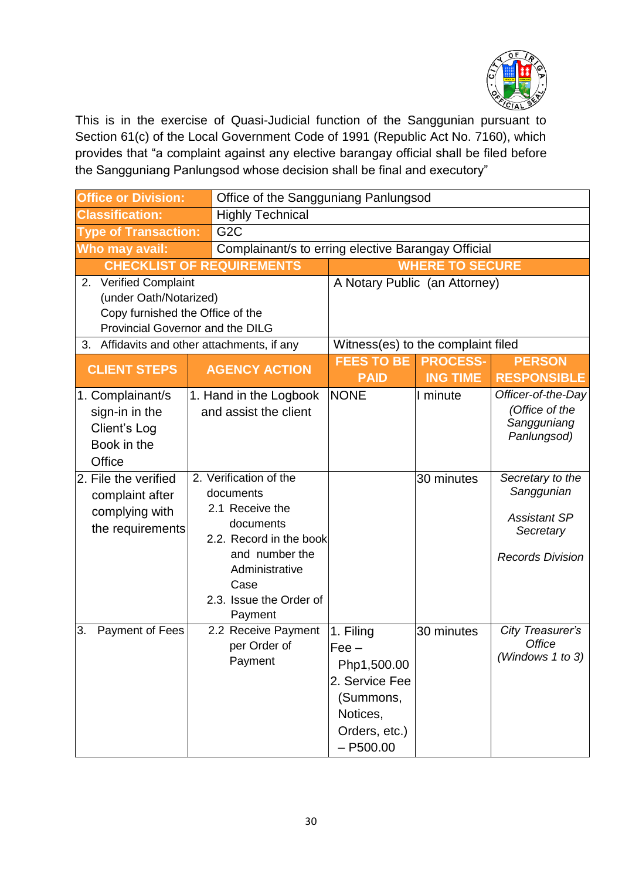This is in the exercise of Quasi-Judicial function of the Sanggunian pursuant to Section 61(c) of the Local Government Code of 1991 (Republic Act No. 7160), which provides that "a complaint against any elective barangay official shall be filed before the Sangguniang Panlungsod whose decision shall be final and executory"

| **Office or Division:** | Office of the Sangguniang Panlungsod |
|---|---|
| **Classification:** | Highly Technical |
| **Type of Transaction:** | G2C |
| **Who may avail:** | Complainant/s to erring elective Barangay Official |

| **CHECKLIST OF REQUIREMENTS** | **WHERE TO SECURE** |
|---|---|
| 2. Verified Complaint (under Oath/Notarized) Copy furnished the Office of the Provincial Governor and the DILG | A Notary Public (an Attorney) |
| 3. Affidavits and other attachments, if any | Witness(es) to the complaint filed |

| **CLIENT STEPS** | **AGENCY ACTION** | **FEES TO BE PAID** | **PROCESS-ING TIME** | **PERSON RESPONSIBLE** |
|---|---|---|---|---|
| 1. Complainant/s sign-in in the Client's Log Book in the Office | 1. Hand in the Logbook and assist the client | NONE | I minute | *Officer-of-the-Day (Office of the Sangguniang Panlungsod)* |
| 2. File the verified complaint after complying with the requirements | 2. Verification of the documents<br>2.1 Receive the documents<br>2.2. Record in the book and number the Administrative Case<br>2.3. Issue the Order of Payment | | 30 minutes | *Secretary to the Sanggunian*<br><br>*Assistant SP Secretary*<br><br>*Records Division* |
| 3. Payment of Fees | 2.2 Receive Payment per Order of Payment | 1. Filing Fee – Php1,500.00<br>2. Service Fee (Summons, Notices, Orders, etc.) – P500.00 | 30 minutes | *City Treasurer's Office (Windows 1 to 3)* |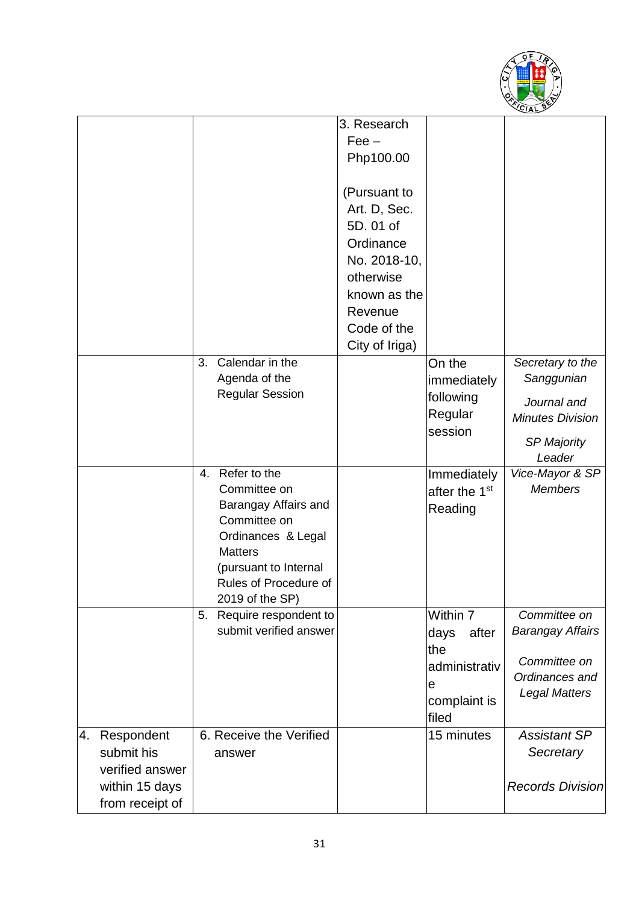| | | | | |
|---|---|---|---|---|
| | | 3. Research Fee – Php100.00<br><br>(Pursuant to Art. D, Sec. 5D. 01 of Ordinance No. 2018-10, otherwise known as the Revenue Code of the City of Iriga) | | |
| | 3. Calendar in the Agenda of the Regular Session | | On the immediately following Regular session | *Secretary to the Sanggunian*<br><br>*Journal and Minutes Division*<br><br>*SP Majority Leader* |
| | 4. Refer to the Committee on Barangay Affairs and Committee on Ordinances & Legal Matters (pursuant to Internal Rules of Procedure of 2019 of the SP) | | Immediately after the 1st Reading | *Vice-Mayor & SP Members* |
| | 5. Require respondent to submit verified answer | | Within 7 days after the administrative complaint is filed | *Committee on Barangay Affairs*<br><br>*Committee on Ordinances and Legal Matters* |
| 4. Respondent submit his verified answer within 15 days from receipt of | 6. Receive the Verified answer | | 15 minutes | *Assistant SP Secretary*<br><br>*Records Division* |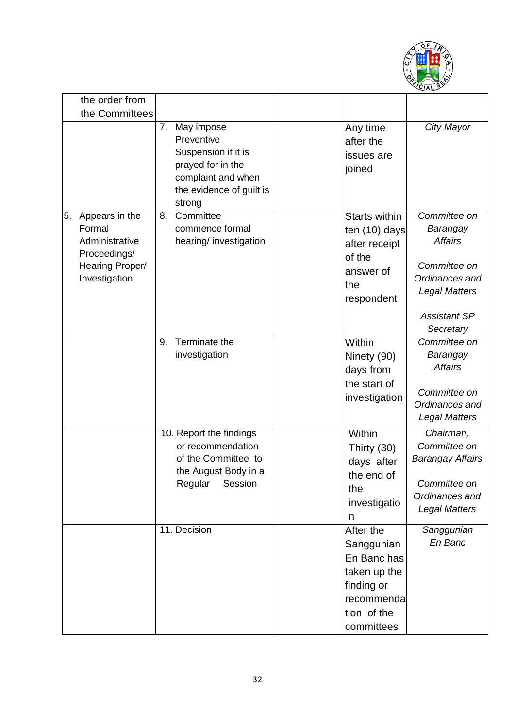| | | | | |
|---|---|---|---|---|
| the order from the Committees | | | | |
| | 7. May impose Preventive Suspension if it is prayed for in the complaint and when the evidence of guilt is strong | | Any time after the issues are joined | *City Mayor* |
| 5. Appears in the Formal Administrative Proceedings/ Hearing Proper/ Investigation | 8. Committee commence formal hearing/ investigation | | Starts within ten (10) days after receipt of the answer of the respondent | *Committee on Barangay Affairs*<br><br>*Committee on Ordinances and Legal Matters*<br><br>*Assistant SP Secretary* |
| | 9. Terminate the investigation | | Within Ninety (90) days from the start of investigation | *Committee on Barangay Affairs*<br><br>*Committee on Ordinances and Legal Matters* |
| | 10. Report the findings or recommendation of the Committee to the August Body in a Regular Session | | Within Thirty (30) days after the end of the investigation | *Chairman, Committee on Barangay Affairs*<br><br>*Committee on Ordinances and Legal Matters* |
| | 11. Decision | | After the Sanggunian En Banc has taken up the finding or recommendation of the committees | *Sanggunian En Banc* |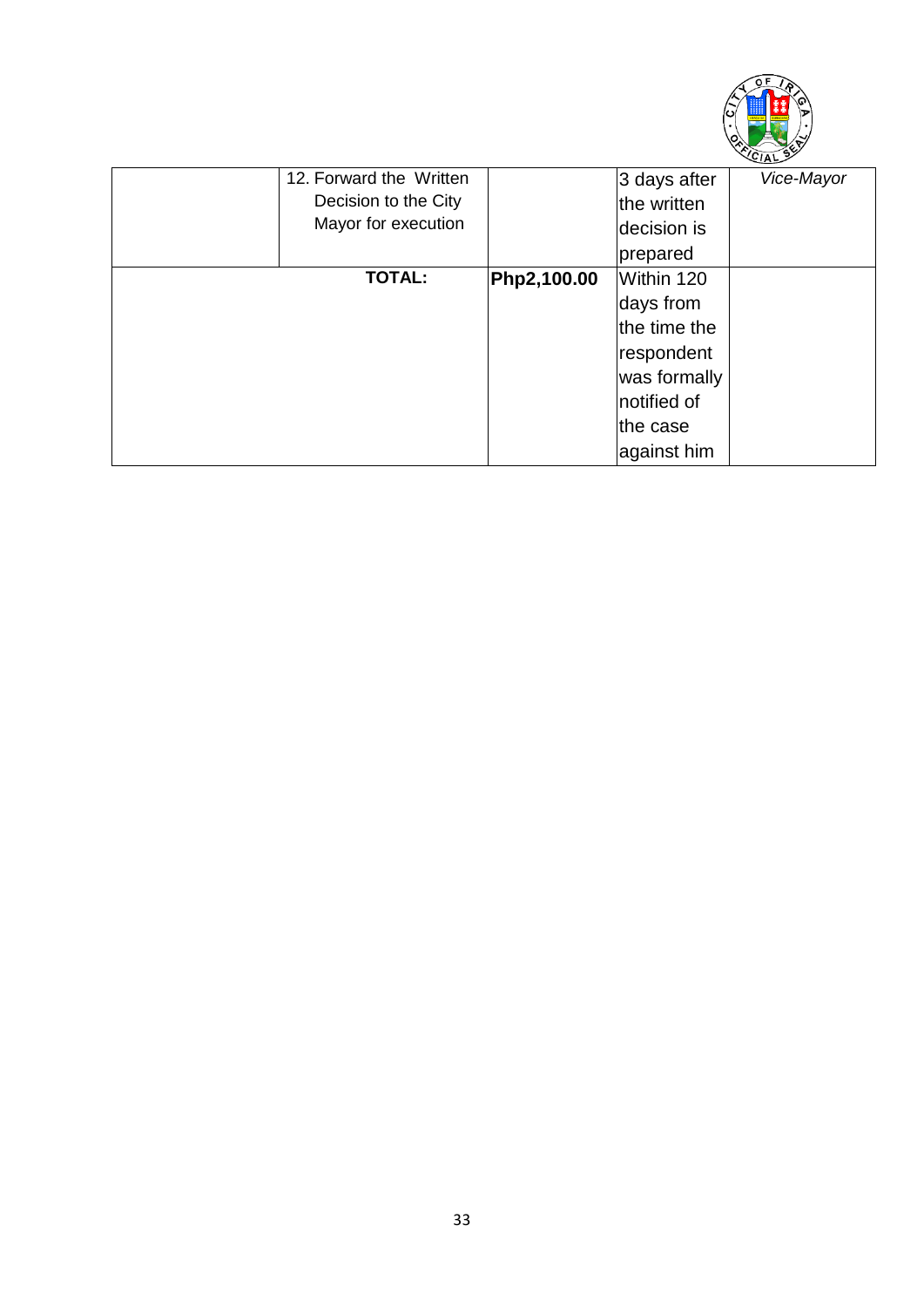| | | | | |
|---|---|---|---|---|
| | 12. Forward the Written Decision to the City Mayor for execution | | 3 days after the written decision is prepared | *Vice-Mayor* |
| **TOTAL:** | | **Php2,100.00** | Within 120 days from the time the respondent was formally notified of the case against him | |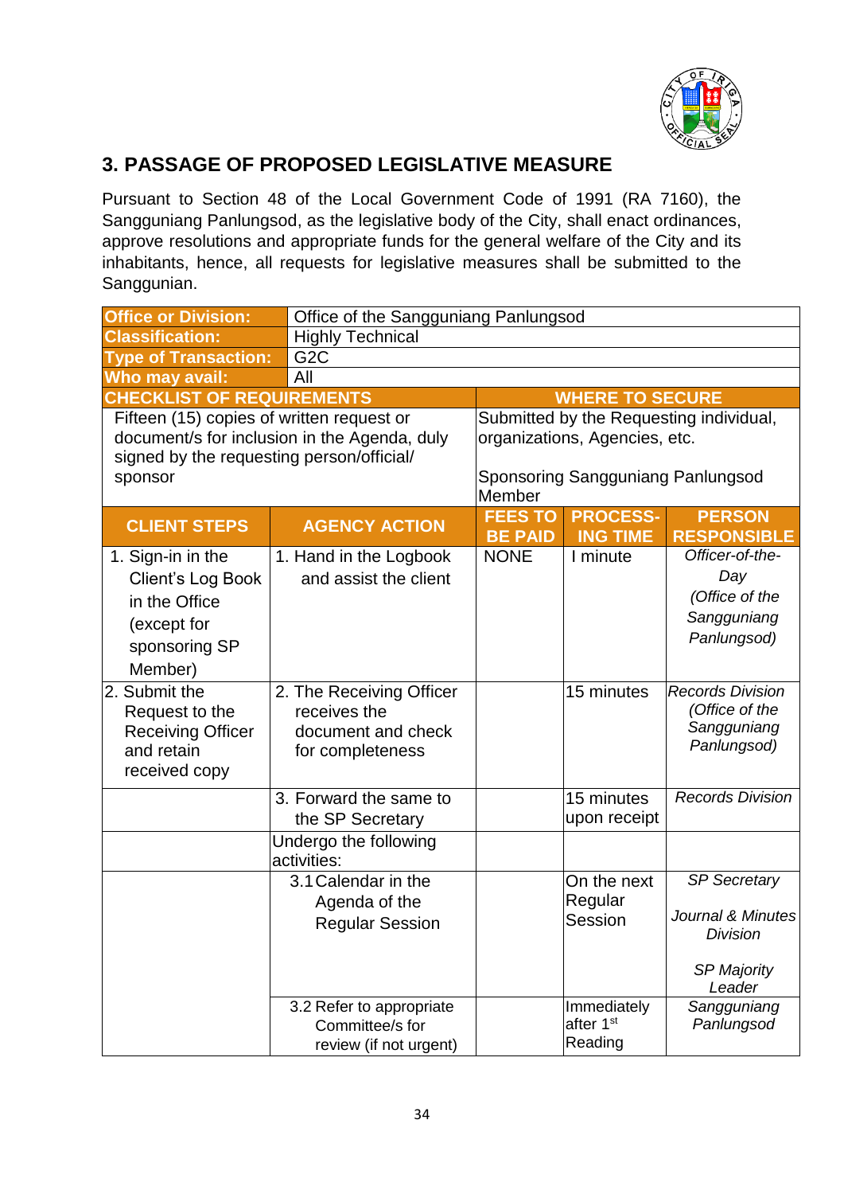## 3. PASSAGE OF PROPOSED LEGISLATIVE MEASURE

Pursuant to Section 48 of the Local Government Code of 1991 (RA 7160), the Sangguniang Panlungsod, as the legislative body of the City, shall enact ordinances, approve resolutions and appropriate funds for the general welfare of the City and its inhabitants, hence, all requests for legislative measures shall be submitted to the Sanggunian.

| **Office or Division:** | Office of the Sangguniang Panlungsod | | | |
|---|---|---|---|---|
| **Classification:** | Highly Technical | | | |
| **Type of Transaction:** | G2C | | | |
| **Who may avail:** | All | | | |
| **CHECKLIST OF REQUIREMENTS** | | **WHERE TO SECURE** | | |
| Fifteen (15) copies of written request or document/s for inclusion in the Agenda, duly signed by the requesting person/official/ sponsor | | Submitted by the Requesting individual, organizations, Agencies, etc.<br><br>Sponsoring Sangguniang Panlungsod Member | | |
| **CLIENT STEPS** | **AGENCY ACTION** | **FEES TO BE PAID** | **PROCESS-ING TIME** | **PERSON RESPONSIBLE** |
| 1. Sign-in in the Client's Log Book in the Office (except for sponsoring SP Member) | 1. Hand in the Logbook and assist the client | NONE | I minute | *Officer-of-the-Day (Office of the Sangguniang Panlungsod)* |
| 2. Submit the Request to the Receiving Officer and retain received copy | 2. The Receiving Officer receives the document and check for completeness | | 15 minutes | *Records Division (Office of the Sangguniang Panlungsod)* |
| | 3. Forward the same to the SP Secretary | | 15 minutes upon receipt | *Records Division* |
| | Undergo the following activities: | | | |
| | 3.1 Calendar in the Agenda of the Regular Session | | On the next Regular Session | *SP Secretary*<br><br>*Journal & Minutes Division*<br><br>*SP Majority Leader* |
| | 3.2 Refer to appropriate Committee/s for review (if not urgent) | | Immediately after 1st Reading | *Sangguniang Panlungsod* |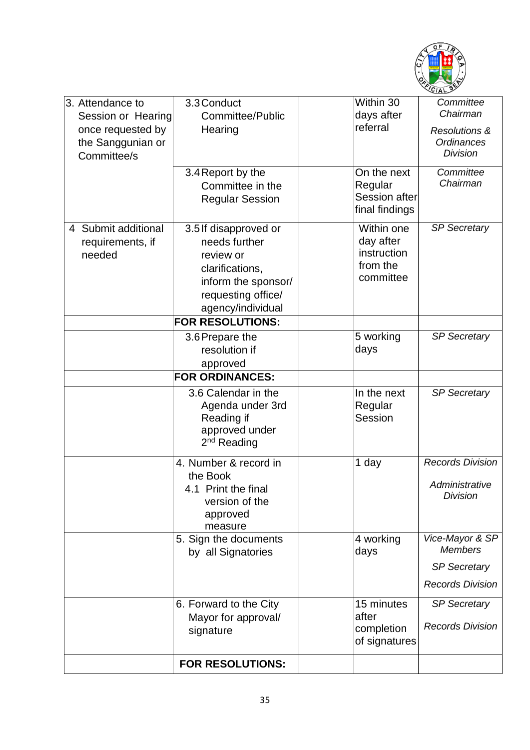| | | | | |
|---|---|---|---|---|
| 3. Attendance to Session or Hearing once requested by the Sanggunian or Committee/s | 3.3 Conduct Committee/Public Hearing | | Within 30 days after referral | *Committee Chairman*<br>*Resolutions & Ordinances Division* |
| | 3.4 Report by the Committee in the Regular Session | | On the next Regular Session after final findings | *Committee Chairman* |
| 4 Submit additional requirements, if needed | 3.5 If disapproved or needs further review or clarifications, inform the sponsor/ requesting office/ agency/individual | | Within one day after instruction from the committee | *SP Secretary* |
| | **FOR RESOLUTIONS:** | | | |
| | 3.6 Prepare the resolution if approved | | 5 working days | *SP Secretary* |
| | **FOR ORDINANCES:** | | | |
| | 3.6 Calendar in the Agenda under 3rd Reading if approved under 2nd Reading | | In the next Regular Session | *SP Secretary* |
| | 4. Number & record in the Book<br>4.1 Print the final version of the approved measure | | 1 day | *Records Division*<br>*Administrative Division* |
| | 5. Sign the documents by all Signatories | | 4 working days | *Vice-Mayor & SP Members*<br>*SP Secretary*<br>*Records Division* |
| | 6. Forward to the City Mayor for approval/ signature | | 15 minutes after completion of signatures | *SP Secretary*<br>*Records Division* |
| | **FOR RESOLUTIONS:** | | | |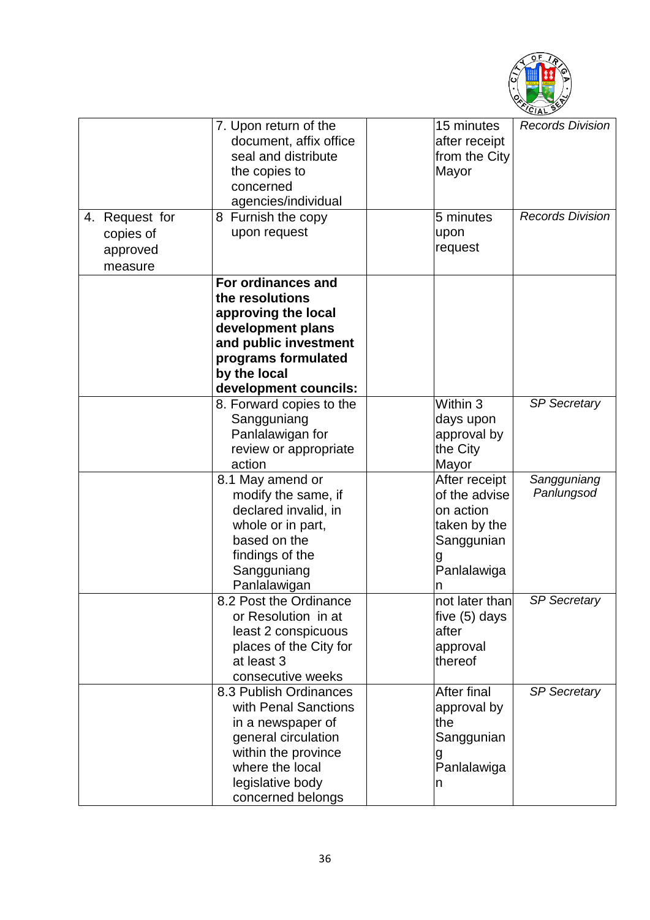| | | | | |
|---|---|---|---|---|
| | 7. Upon return of the document, affix office seal and distribute the copies to concerned agencies/individual | | 15 minutes after receipt from the City Mayor | *Records Division* |
| 4. Request for copies of approved measure | 8 Furnish the copy upon request | | 5 minutes upon request | *Records Division* |
| | **For ordinances and the resolutions approving the local development plans and public investment programs formulated by the local development councils:** | | | |
| | 8. Forward copies to the Sangguniang Panlalawigan for review or appropriate action | | Within 3 days upon approval by the City Mayor | *SP Secretary* |
| | 8.1 May amend or modify the same, if declared invalid, in whole or in part, based on the findings of the Sangguniang Panlalawigan | | After receipt of the advise on action taken by the Sangguniang Panlalawigan | *Sangguniang Panlungsod* |
| | 8.2 Post the Ordinance or Resolution in at least 2 conspicuous places of the City for at least 3 consecutive weeks | | not later than five (5) days after approval thereof | *SP Secretary* |
| | 8.3 Publish Ordinances with Penal Sanctions in a newspaper of general circulation within the province where the local legislative body concerned belongs | | After final approval by the Sangguniang Panlalawigan | *SP Secretary* |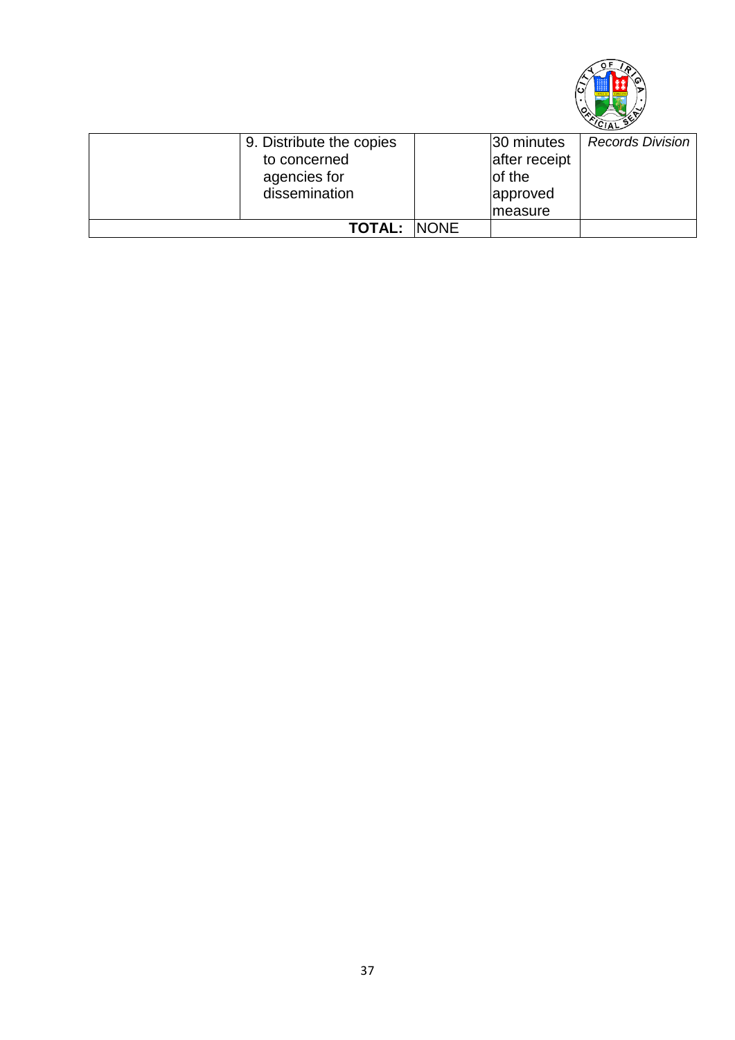| | | | | |
|---|---|---|---|---|
| | 9. Distribute the copies to concerned agencies for dissemination | | 30 minutes after receipt of the approved measure | *Records Division* |
| | **TOTAL:** | NONE | | |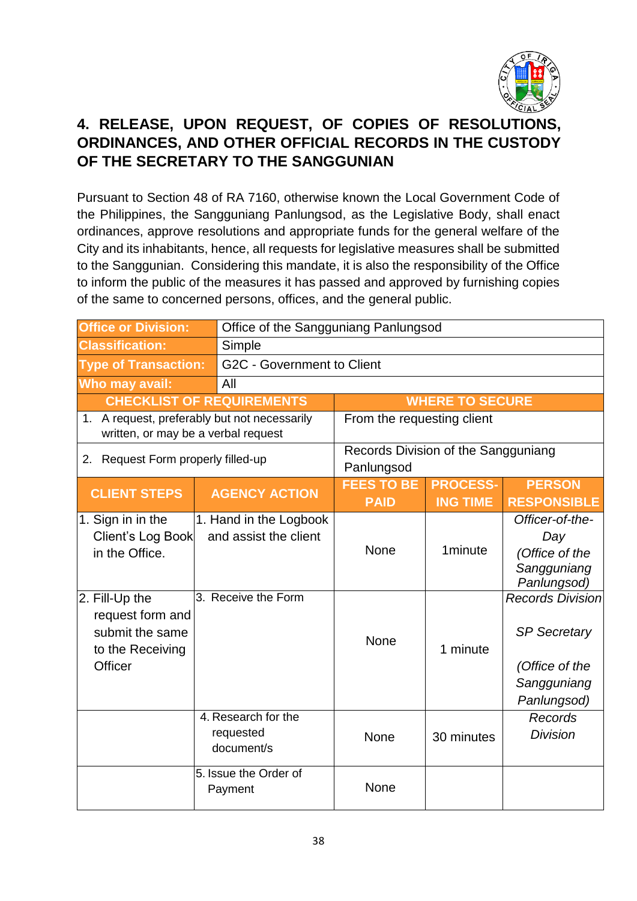## 4. RELEASE, UPON REQUEST, OF COPIES OF RESOLUTIONS, ORDINANCES, AND OTHER OFFICIAL RECORDS IN THE CUSTODY OF THE SECRETARY TO THE SANGGUNIAN

Pursuant to Section 48 of RA 7160, otherwise known the Local Government Code of the Philippines, the Sangguniang Panlungsod, as the Legislative Body, shall enact ordinances, approve resolutions and appropriate funds for the general welfare of the City and its inhabitants, hence, all requests for legislative measures shall be submitted to the Sanggunian. Considering this mandate, it is also the responsibility of the Office to inform the public of the measures it has passed and approved by furnishing copies of the same to concerned persons, offices, and the general public.

| **Office or Division:** | Office of the Sangguniang Panlungsod |
|---|---|
| **Classification:** | Simple |
| **Type of Transaction:** | G2C - Government to Client |
| **Who may avail:** | All |

| **CHECKLIST OF REQUIREMENTS** | **WHERE TO SECURE** |
|---|---|
| 1. A request, preferably but not necessarily written, or may be a verbal request | From the requesting client |
| 2. Request Form properly filled-up | Records Division of the Sangguniang Panlungsod |

| **CLIENT STEPS** | **AGENCY ACTION** | **FEES TO BE PAID** | **PROCESS-ING TIME** | **PERSON RESPONSIBLE** |
|---|---|---|---|---|
| 1. Sign in in the Client's Log Book in the Office. | 1. Hand in the Logbook and assist the client | None | 1minute | *Officer-of-the-Day (Office of the Sangguniang Panlungsod)* |
| 2. Fill-Up the request form and submit the same to the Receiving Officer | 3. Receive the Form | None | 1 minute | *Records Division*<br><br>*SP Secretary*<br><br>*(Office of the Sangguniang Panlungsod)* |
| | 4. Research for the requested document/s | None | 30 minutes | *Records Division* |
| | 5. Issue the Order of Payment | None | | |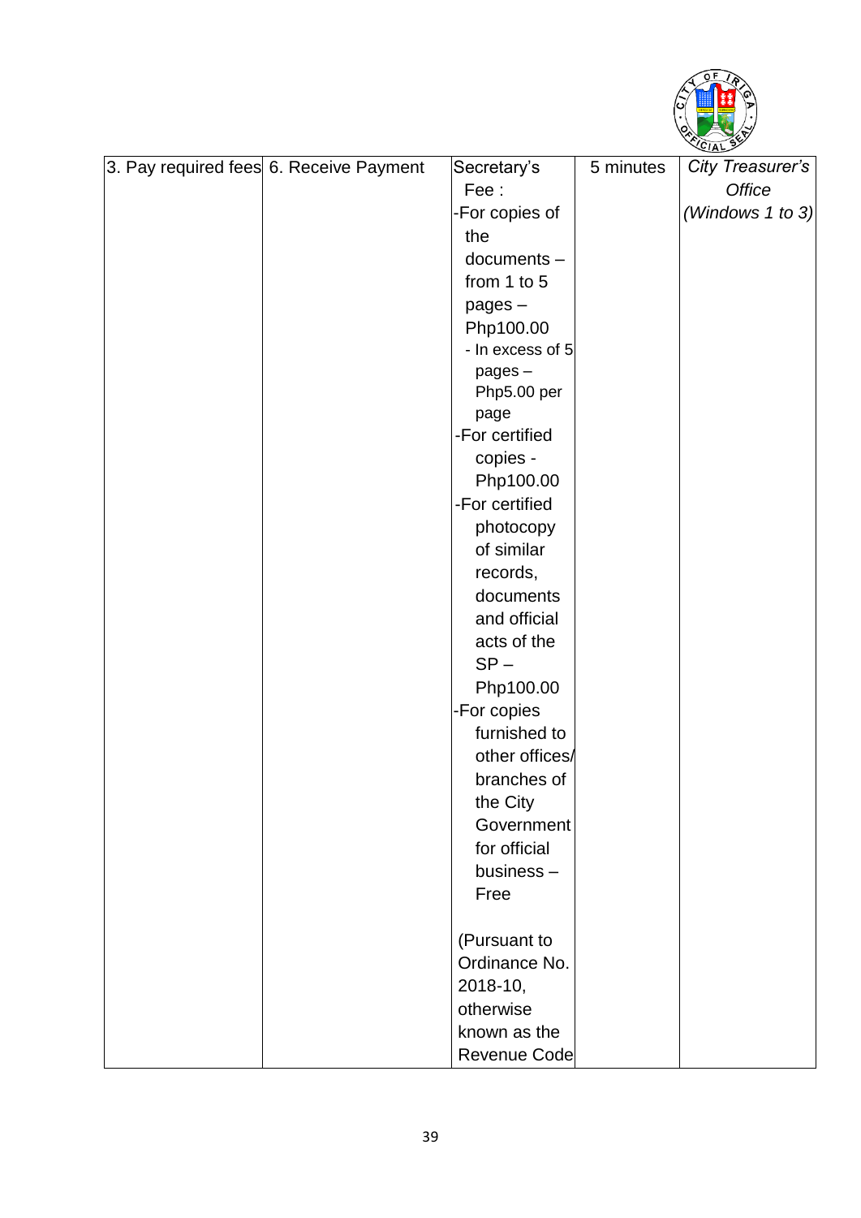| 3. Pay required fees | 6. Receive Payment | Secretary's Fee :<br>-For copies of the documents – from 1 to 5 pages – Php100.00<br>- In excess of 5 pages – Php5.00 per page<br>-For certified copies - Php100.00<br>-For certified photocopy of similar records, documents and official acts of the SP – Php100.00<br>-For copies furnished to other offices/ branches of the City Government for official business – Free<br><br>(Pursuant to Ordinance No. 2018-10, otherwise known as the Revenue Code | 5 minutes | *City Treasurer's Office (Windows 1 to 3)* |
|---|---|---|---|---|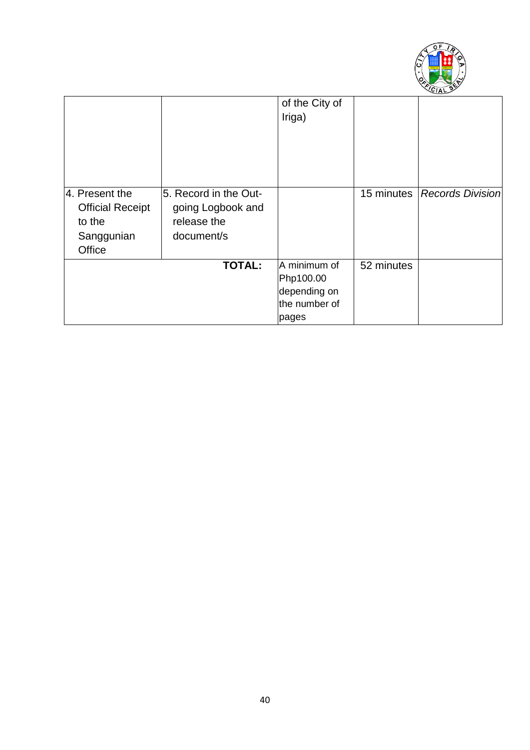| | | of the City of Iriga) | | |
|---|---|---|---|---|
| 4. Present the Official Receipt to the Sanggunian Office | 5. Record in the Out-going Logbook and release the document/s | | 15 minutes | *Records Division* |
| | **TOTAL:** | A minimum of Php100.00 depending on the number of pages | 52 minutes | |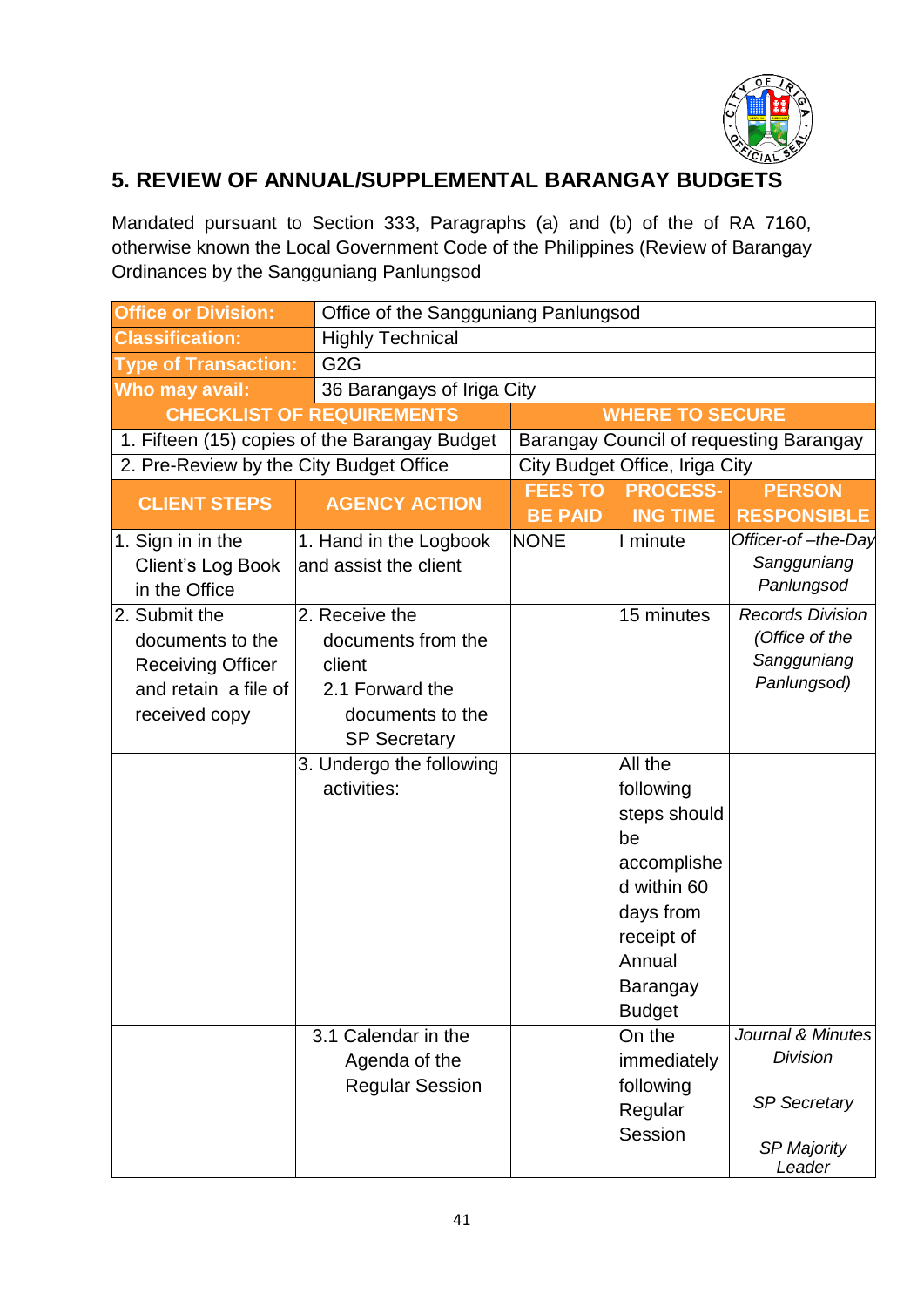## 5. REVIEW OF ANNUAL/SUPPLEMENTAL BARANGAY BUDGETS

Mandated pursuant to Section 333, Paragraphs (a) and (b) of the of RA 7160, otherwise known the Local Government Code of the Philippines (Review of Barangay Ordinances by the Sangguniang Panlungsod

| **Office or Division:** | Office of the Sangguniang Panlungsod |
|---|---|
| **Classification:** | Highly Technical |
| **Type of Transaction:** | G2G |
| **Who may avail:** | 36 Barangays of Iriga City |

| **CHECKLIST OF REQUIREMENTS** | **WHERE TO SECURE** |
|---|---|
| 1. Fifteen (15) copies of the Barangay Budget | Barangay Council of requesting Barangay |
| 2. Pre-Review by the City Budget Office | City Budget Office, Iriga City |

| **CLIENT STEPS** | **AGENCY ACTION** | **FEES TO BE PAID** | **PROCESS-ING TIME** | **PERSON RESPONSIBLE** |
|---|---|---|---|---|
| 1. Sign in in the Client's Log Book in the Office | 1. Hand in the Logbook and assist the client | NONE | I minute | *Officer-of –the-Day Sangguniang Panlungsod* |
| 2. Submit the documents to the Receiving Officer and retain a file of received copy | 2. Receive the documents from the client<br>2.1 Forward the documents to the SP Secretary | | 15 minutes | *Records Division (Office of the Sangguniang Panlungsod)* |
| | 3. Undergo the following activities: | | All the following steps should be accomplished within 60 days from receipt of Annual Barangay Budget | |
| | 3.1 Calendar in the Agenda of the Regular Session | | On the immediately following Regular Session | *Journal & Minutes Division*<br><br>*SP Secretary*<br><br>*SP Majority Leader* |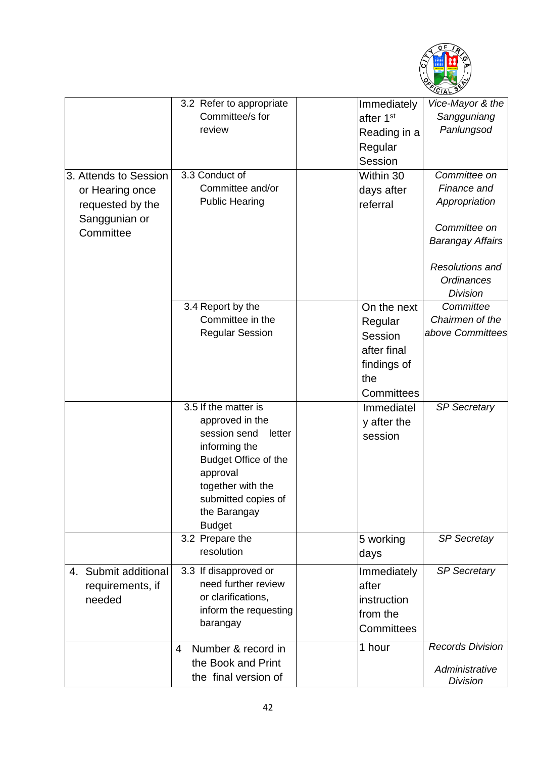| | | | | |
|---|---|---|---|---|
| | 3.2 Refer to appropriate Committee/s for review | | Immediately after 1st Reading in a Regular Session | *Vice-Mayor & the Sangguniang Panlungsod* |
| 3. Attends to Session or Hearing once requested by the Sanggunian or Committee | 3.3 Conduct of Committee and/or Public Hearing | | Within 30 days after referral | *Committee on Finance and Appropriation*<br><br>*Committee on Barangay Affairs*<br><br>*Resolutions and Ordinances Division* |
| | 3.4 Report by the Committee in the Regular Session | | On the next Regular Session after final findings of the Committees | *Committee Chairmen of the above Committees* |
| | 3.5 If the matter is approved in the session send letter informing the Budget Office of the approval together with the submitted copies of the Barangay Budget | | Immediately after the session | *SP Secretary* |
| | 3.2 Prepare the resolution | | 5 working days | *SP Secretay* |
| 4. Submit additional requirements, if needed | 3.3 If disapproved or need further review or clarifications, inform the requesting barangay | | Immediately after instruction from the Committees | *SP Secretary* |
| | 4 Number & record in the Book and Print the final version of | | 1 hour | *Records Division*<br><br>*Administrative Division* |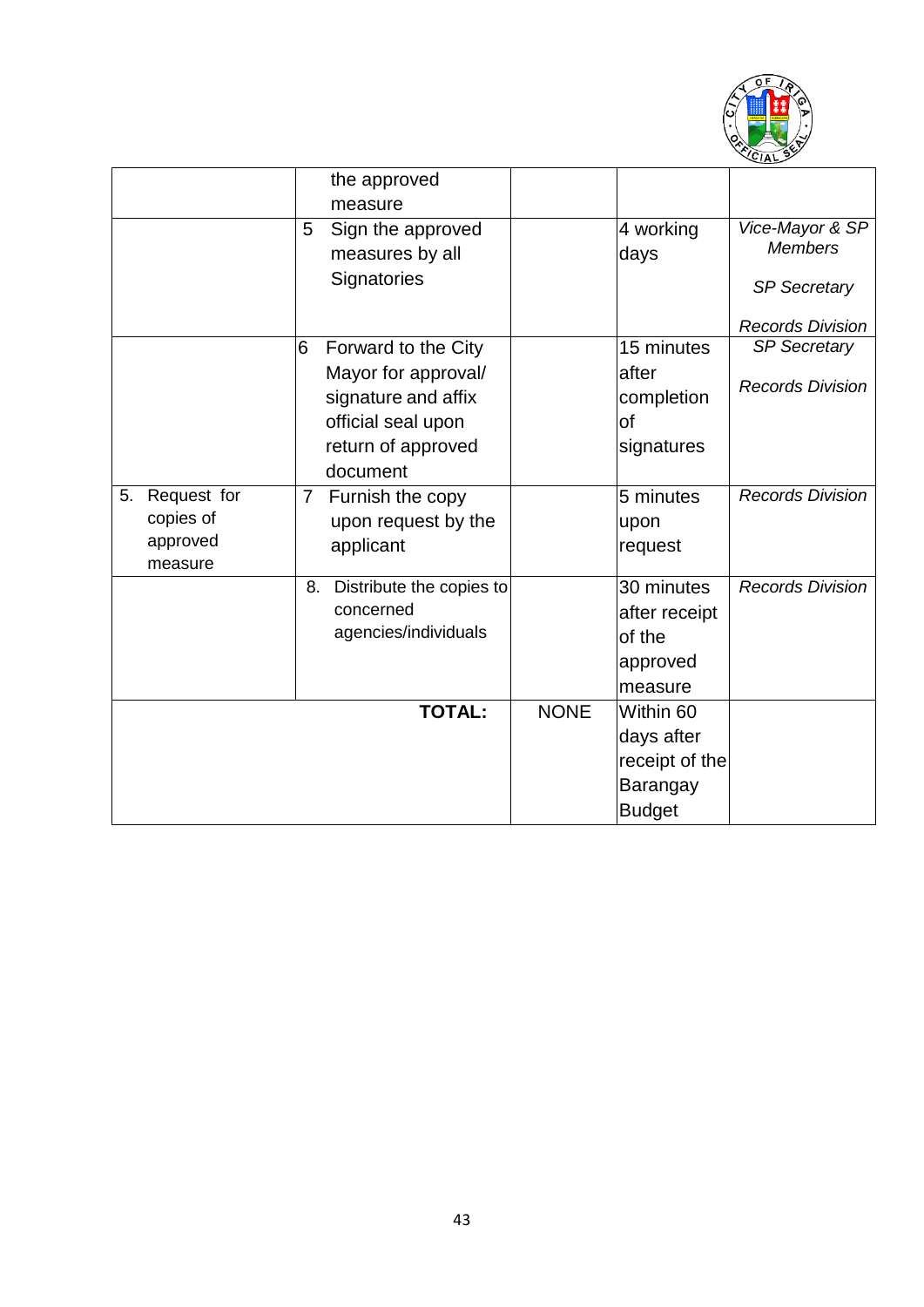| | | | | |
|---|---|---|---|---|
| | the approved measure | | | |
| | 5 Sign the approved measures by all Signatories | | 4 working days | *Vice-Mayor & SP Members*<br>*SP Secretary*<br>*Records Division* |
| | 6 Forward to the City Mayor for approval/ signature and affix official seal upon return of approved document | | 15 minutes after completion of signatures | *SP Secretary*<br>*Records Division* |
| 5. Request for copies of approved measure | 7 Furnish the copy upon request by the applicant | | 5 minutes upon request | *Records Division* |
| | 8. Distribute the copies to concerned agencies/individuals | | 30 minutes after receipt of the approved measure | *Records Division* |
| | **TOTAL:** | NONE | Within 60 days after receipt of the Barangay Budget | |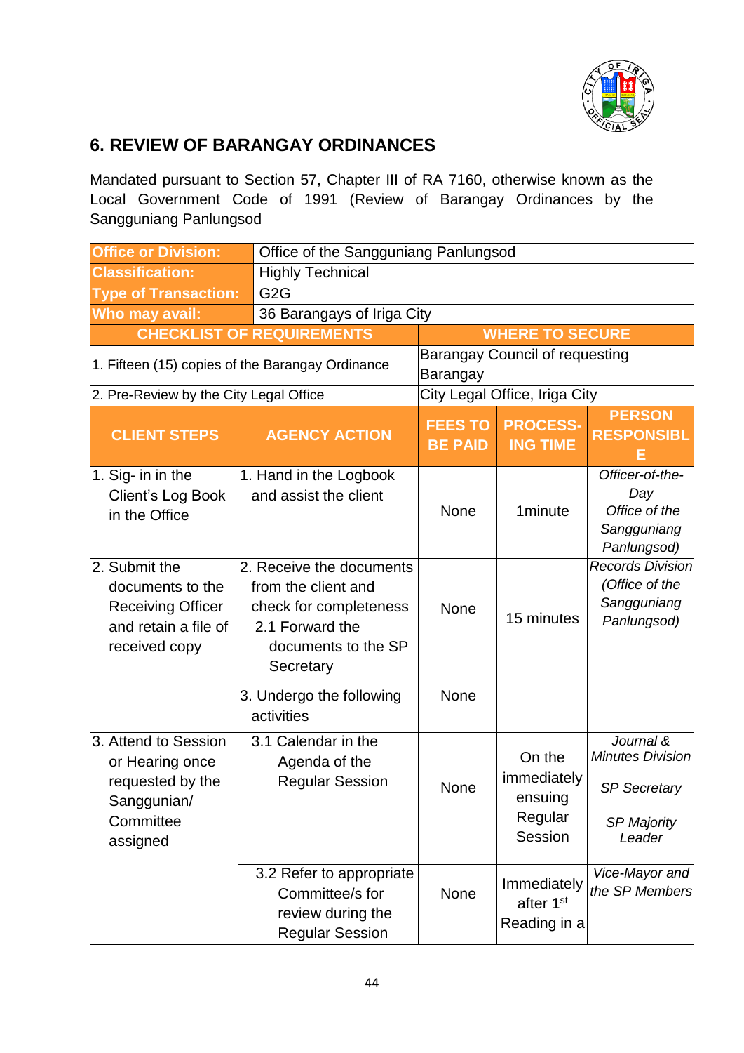## 6. REVIEW OF BARANGAY ORDINANCES

Mandated pursuant to Section 57, Chapter III of RA 7160, otherwise known as the Local Government Code of 1991 (Review of Barangay Ordinances by the Sangguniang Panlungsod

| **Office or Division:** | Office of the Sangguniang Panlungsod |
|---|---|
| **Classification:** | Highly Technical |
| **Type of Transaction:** | G2G |
| **Who may avail:** | 36 Barangays of Iriga City |

| **CHECKLIST OF REQUIREMENTS** | **WHERE TO SECURE** |
|---|---|
| 1. Fifteen (15) copies of the Barangay Ordinance | Barangay Council of requesting Barangay |
| 2. Pre-Review by the City Legal Office | City Legal Office, Iriga City |

| **CLIENT STEPS** | **AGENCY ACTION** | **FEES TO BE PAID** | **PROCESS-ING TIME** | **PERSON RESPONSIBLE** |
|---|---|---|---|---|
| 1. Sig- in in the Client's Log Book in the Office | 1. Hand in the Logbook and assist the client | None | 1minute | *Officer-of-the-Day Office of the Sangguniang Panlungsod)* |
| 2. Submit the documents to the Receiving Officer and retain a file of received copy | 2. Receive the documents from the client and check for completeness 2.1 Forward the documents to the SP Secretary | None | 15 minutes | *Records Division (Office of the Sangguniang Panlungsod)* |
| | 3. Undergo the following activities | None | | |
| 3. Attend to Session or Hearing once requested by the Sanggunian/ Committee assigned | 3.1 Calendar in the Agenda of the Regular Session | None | On the immediately ensuing Regular Session | *Journal & Minutes Division* *SP Secretary* *SP Majority Leader* |
| | 3.2 Refer to appropriate Committee/s for review during the Regular Session | None | Immediately after 1st Reading in a | *Vice-Mayor and the SP Members* |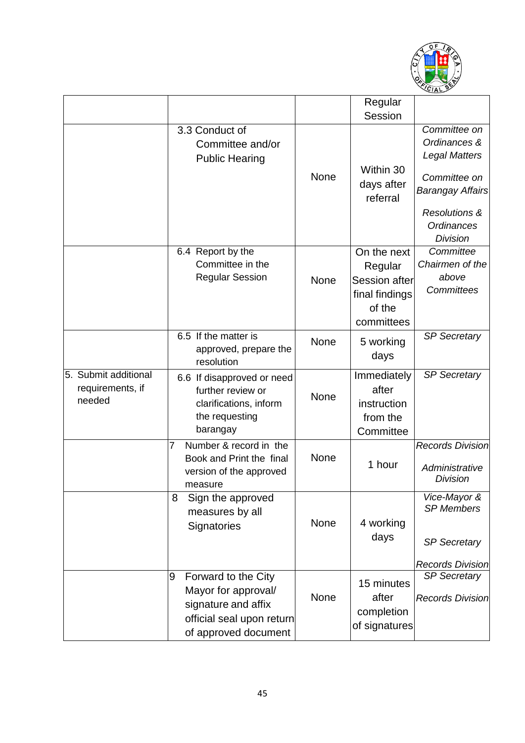| | | | | |
|---|---|---|---|---|
| | | | Regular Session | |
| | 3.3 Conduct of Committee and/or Public Hearing | None | Within 30 days after referral | *Committee on Ordinances & Legal Matters*<br><br>*Committee on Barangay Affairs*<br><br>*Resolutions & Ordinances Division* |
| | 6.4 Report by the Committee in the Regular Session | None | On the next Regular Session after final findings of the committees | *Committee Chairmen of the above Committees* |
| | 6.5 If the matter is approved, prepare the resolution | None | 5 working days | *SP Secretary* |
| 5. Submit additional requirements, if needed | 6.6 If disapproved or need further review or clarifications, inform the requesting barangay | None | Immediately after instruction from the Committee | *SP Secretary* |
| | 7 Number & record in the Book and Print the final version of the approved measure | None | 1 hour | *Records Division*<br><br>*Administrative Division* |
| | 8 Sign the approved measures by all Signatories | None | 4 working days | *Vice-Mayor & SP Members*<br><br>*SP Secretary*<br><br>*Records Division* |
| | 9 Forward to the City Mayor for approval/ signature and affix official seal upon return of approved document | None | 15 minutes after completion of signatures | *SP Secretary*<br><br>*Records Division* |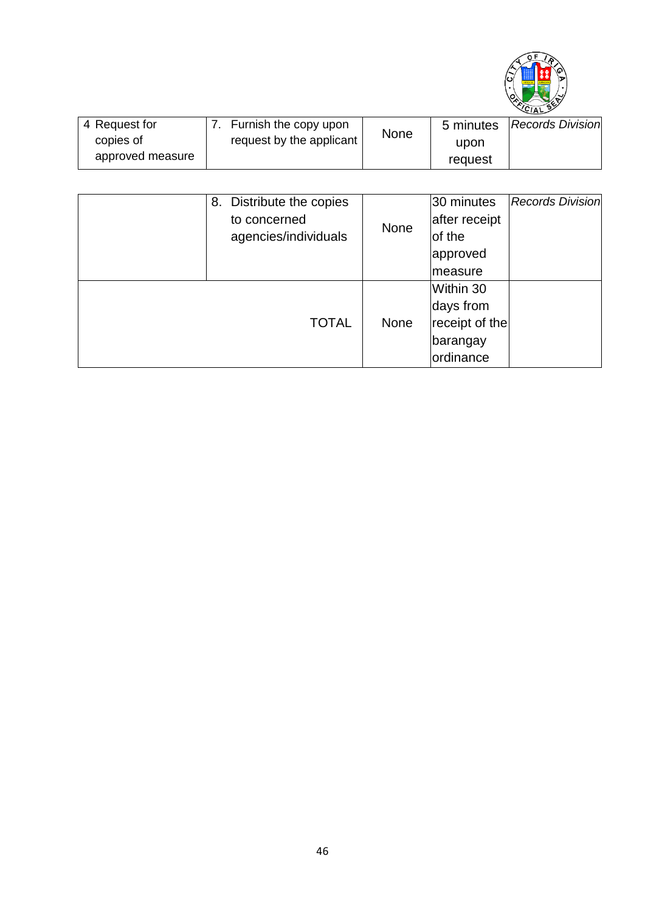| | | | | |
|---|---|---|---|---|
| 4 Request for copies of approved measure | 7. Furnish the copy upon request by the applicant | None | 5 minutes upon request | *Records Division* |
| | 8. Distribute the copies to concerned agencies/individuals | None | 30 minutes after receipt of the approved measure | *Records Division* |
| | TOTAL | None | Within 30 days from receipt of the barangay ordinance | |